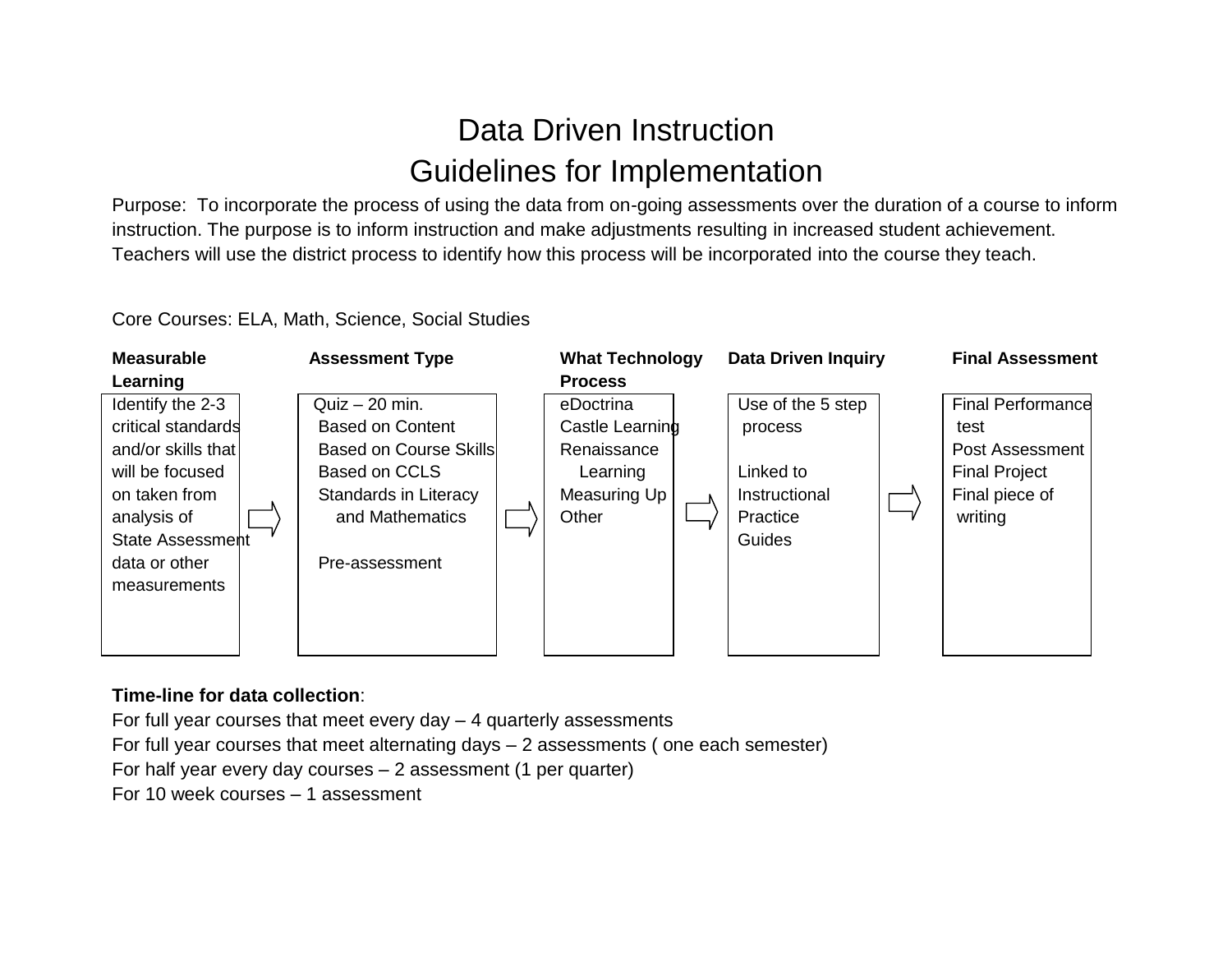# Data Driven Instruction
# Guidelines for Implementation

Purpose: To incorporate the process of using the data from on-going assessments over the duration of a course to inform instruction. The purpose is to inform instruction and make adjustments resulting in increased student achievement. Teachers will use the district process to identify how this process will be incorporated into the course they teach.

Core Courses: ELA, Math, Science, Social Studies

| **Measurable Learning** | | **Assessment Type** | | **What Technology Process** | | **Data Driven Inquiry** | | **Final Assessment** |
|---|---|---|---|---|---|---|---|---|
| Identify the 2-3 critical standards and/or skills that will be focused on taken from analysis of State Assessment data or other measurements | ⇨ | Quiz – 20 min.<br>Based on Content<br>Based on Course Skills<br>Based on CCLS Standards in Literacy and Mathematics<br><br>Pre-assessment | ⇨ | eDoctrina<br>Castle Learning<br>Renaissance Learning<br>Measuring Up<br>Other | ⇨ | Use of the 5 step process<br><br>Linked to Instructional Practice Guides | ⇨ | Final Performance test<br>Post Assessment<br>Final Project<br>Final piece of writing |

**Time-line for data collection**:

For full year courses that meet every day – 4 quarterly assessments

For full year courses that meet alternating days – 2 assessments ( one each semester)

For half year every day courses – 2 assessment (1 per quarter)

For 10 week courses – 1 assessment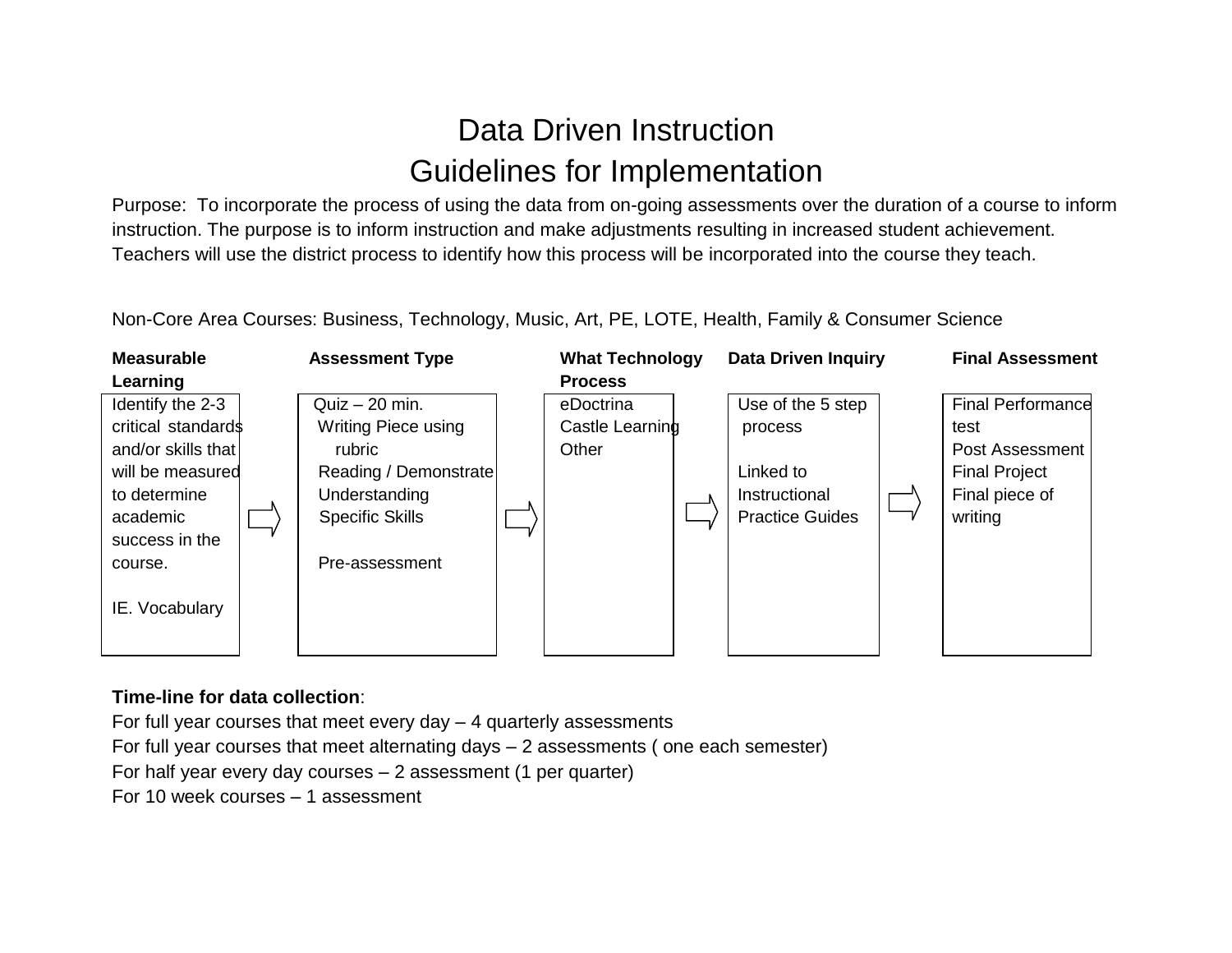# Data Driven Instruction

## Guidelines for Implementation

Purpose: To incorporate the process of using the data from on-going assessments over the duration of a course to inform instruction. The purpose is to inform instruction and make adjustments resulting in increased student achievement. Teachers will use the district process to identify how this process will be incorporated into the course they teach.

Non-Core Area Courses: Business, Technology, Music, Art, PE, LOTE, Health, Family & Consumer Science

| **Measurable Learning** | | **Assessment Type** | | **What Technology Process** | | **Data Driven Inquiry** | | **Final Assessment** |
|---|---|---|---|---|---|---|---|---|
| Identify the 2-3 critical standards and/or skills that will be measured to determine academic success in the course.<br><br>IE. Vocabulary | ⇨ | Quiz – 20 min.<br>Writing Piece using rubric<br>Reading / Demonstrate Understanding Specific Skills<br><br>Pre-assessment | ⇨ | eDoctrina<br>Castle Learning<br>Other | ⇨ | Use of the 5 step process<br><br>Linked to Instructional Practice Guides | ⇨ | Final Performance test<br>Post Assessment<br>Final Project<br>Final piece of writing |

**Time-line for data collection**:

For full year courses that meet every day – 4 quarterly assessments

For full year courses that meet alternating days – 2 assessments ( one each semester)

For half year every day courses – 2 assessment (1 per quarter)

For 10 week courses – 1 assessment